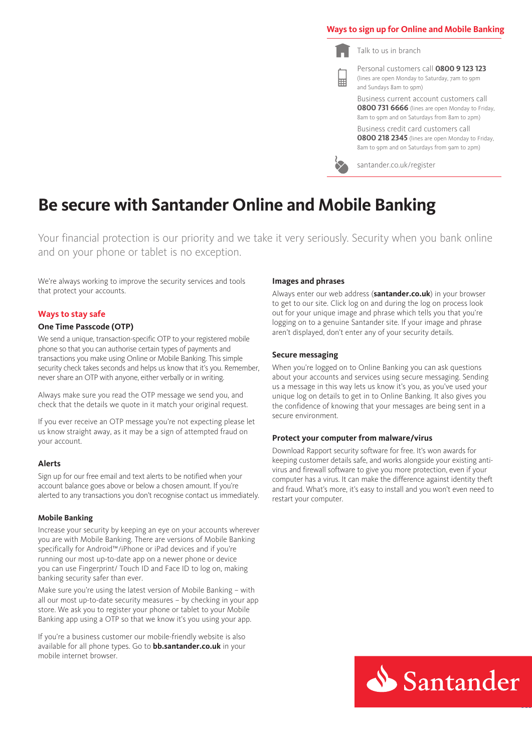## Ways to sign up for Online and Mobile Banking

Talk to us in branch

Personal customers call **0800 9 123 123** (lines are open Monday to Saturday, 7am to 9pm and Sundays 8am to 9pm)

Business current account customers call **0800 731 6666** (lines are open Monday to Friday, 8am to 9pm and on Saturdays from 8am to 2pm)

Business credit card customers call **0800 218 2345** (lines are open Monday to Friday, 8am to 9pm and on Saturdays from 9am to 2pm)

santander.co.uk/register

# Be secure with Santander Online and Mobile Banking

Your financial protection is our priority and we take it very seriously. Security when you bank online and on your phone or tablet is no exception.

We're always working to improve the security services and tools that protect your accounts.

## Ways to stay safe

### One Time Passcode (OTP)

We send a unique, transaction-specific OTP to your registered mobile phone so that you can authorise certain types of payments and transactions you make using Online or Mobile Banking. This simple security check takes seconds and helps us know that it's you. Remember, never share an OTP with anyone, either verbally or in writing.

Always make sure you read the OTP message we send you, and check that the details we quote in it match your original request.

If you ever receive an OTP message you're not expecting please let us know straight away, as it may be a sign of attempted fraud on your account.

### Alerts

Sign up for our free email and text alerts to be notified when your account balance goes above or below a chosen amount. If you're alerted to any transactions you don't recognise contact us immediately.

### Mobile Banking

Increase your security by keeping an eye on your accounts wherever you are with Mobile Banking. There are versions of Mobile Banking specifically for Android™/iPhone or iPad devices and if you're running our most up-to-date app on a newer phone or device you can use Fingerprint/ Touch ID and Face ID to log on, making banking security safer than ever.

Make sure you're using the latest version of Mobile Banking – with all our most up-to-date security measures – by checking in your app store. We ask you to register your phone or tablet to your Mobile Banking app using a OTP so that we know it's you using your app.

If you're a business customer our mobile-friendly website is also available for all phone types. Go to **bb.santander.co.uk** in your mobile internet browser.

### Images and phrases

Always enter our web address (**santander.co.uk**) in your browser to get to our site. Click log on and during the log on process look out for your unique image and phrase which tells you that you're logging on to a genuine Santander site. If your image and phrase aren't displayed, don't enter any of your security details.

### Secure messaging

When you're logged on to Online Banking you can ask questions about your accounts and services using secure messaging. Sending us a message in this way lets us know it's you, as you've used your unique log on details to get in to Online Banking. It also gives you the confidence of knowing that your messages are being sent in a secure environment.

### Protect your computer from malware/virus

Download Rapport security software for free. It's won awards for keeping customer details safe, and works alongside your existing anti-virus and firewall software to give you more protection, even if your computer has a virus. It can make the difference against identity theft and fraud. What's more, it's easy to install and you won't even need to restart your computer.

Santander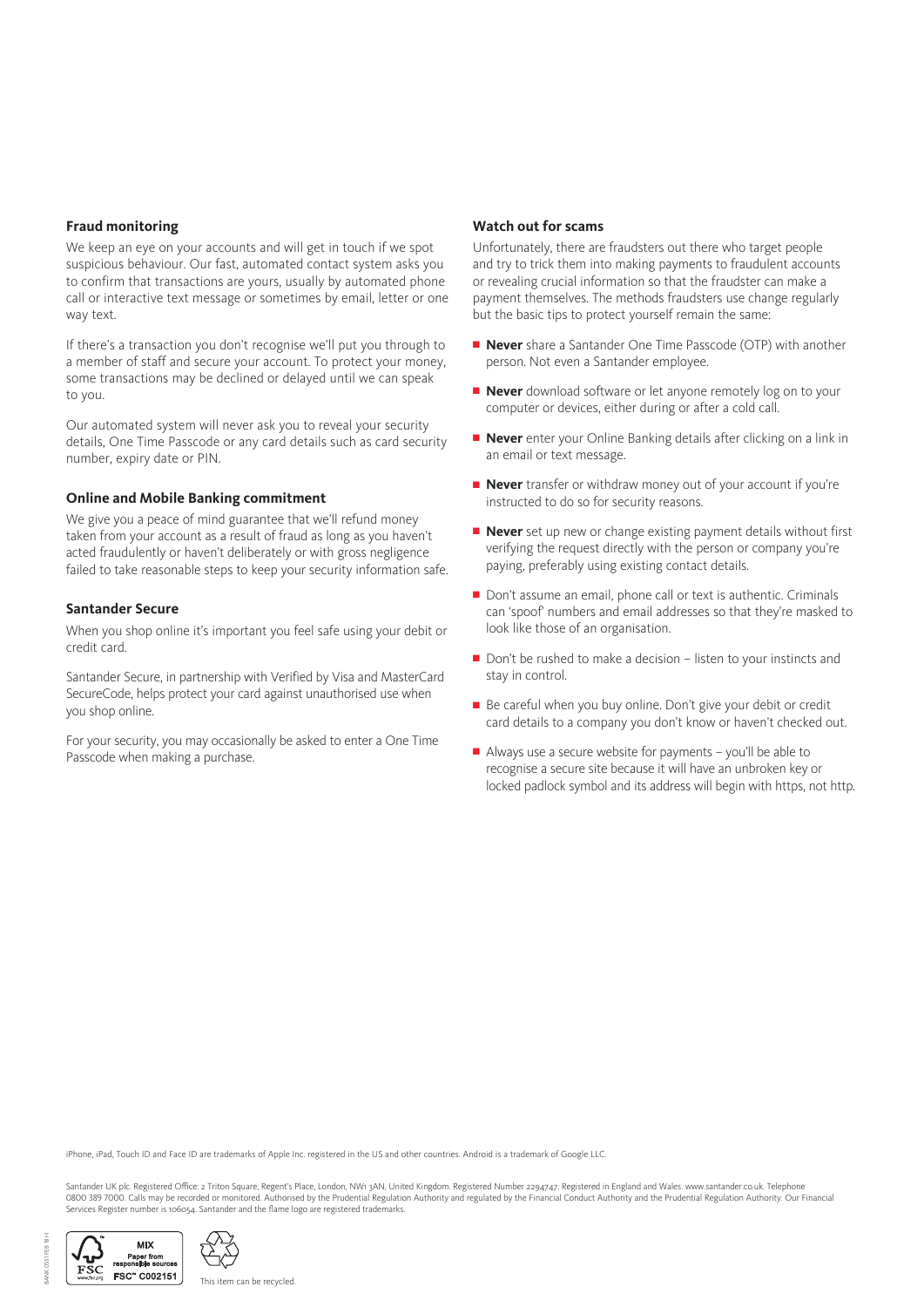### Fraud monitoring

We keep an eye on your accounts and will get in touch if we spot suspicious behaviour. Our fast, automated contact system asks you to confirm that transactions are yours, usually by automated phone call or interactive text message or sometimes by email, letter or one way text.

If there's a transaction you don't recognise we'll put you through to a member of staff and secure your account. To protect your money, some transactions may be declined or delayed until we can speak to you.

Our automated system will never ask you to reveal your security details, One Time Passcode or any card details such as card security number, expiry date or PIN.

### Online and Mobile Banking commitment

We give you a peace of mind guarantee that we'll refund money taken from your account as a result of fraud as long as you haven't acted fraudulently or haven't deliberately or with gross negligence failed to take reasonable steps to keep your security information safe.

### Santander Secure

When you shop online it's important you feel safe using your debit or credit card.

Santander Secure, in partnership with Verified by Visa and MasterCard SecureCode, helps protect your card against unauthorised use when you shop online.

For your security, you may occasionally be asked to enter a One Time Passcode when making a purchase.

### Watch out for scams

Unfortunately, there are fraudsters out there who target people and try to trick them into making payments to fraudulent accounts or revealing crucial information so that the fraudster can make a payment themselves. The methods fraudsters use change regularly but the basic tips to protect yourself remain the same:

- **Never** share a Santander One Time Passcode (OTP) with another person. Not even a Santander employee.
- **Never** download software or let anyone remotely log on to your computer or devices, either during or after a cold call.
- **Never** enter your Online Banking details after clicking on a link in an email or text message.
- **Never** transfer or withdraw money out of your account if you're instructed to do so for security reasons.
- **Never** set up new or change existing payment details without first verifying the request directly with the person or company you're paying, preferably using existing contact details.
- Don't assume an email, phone call or text is authentic. Criminals can 'spoof' numbers and email addresses so that they're masked to look like those of an organisation.
- Don't be rushed to make a decision – listen to your instincts and stay in control.
- Be careful when you buy online. Don't give your debit or credit card details to a company you don't know or haven't checked out.
- Always use a secure website for payments – you'll be able to recognise a secure site because it will have an unbroken key or locked padlock symbol and its address will begin with https, not http.

iPhone, iPad, Touch ID and Face ID are trademarks of Apple Inc. registered in the US and other countries. Android is a trademark of Google LLC.

Santander UK plc. Registered Office: 2 Triton Square, Regent's Place, London, NW1 3AN, United Kingdom. Registered Number 2294747. Registered in England and Wales. www.santander.co.uk. Telephone 0800 389 7000. Calls may be recorded or monitored. Authorised by the Prudential Regulation Authority and regulated by the Financial Conduct Authority and the Prudential Regulation Authority. Our Financial Services Register number is 106054. Santander and the flame logo are registered trademarks.

BANK 0531 FEB 18 H

MIX Paper from responsible sources FSC™ C002151

This item can be recycled.